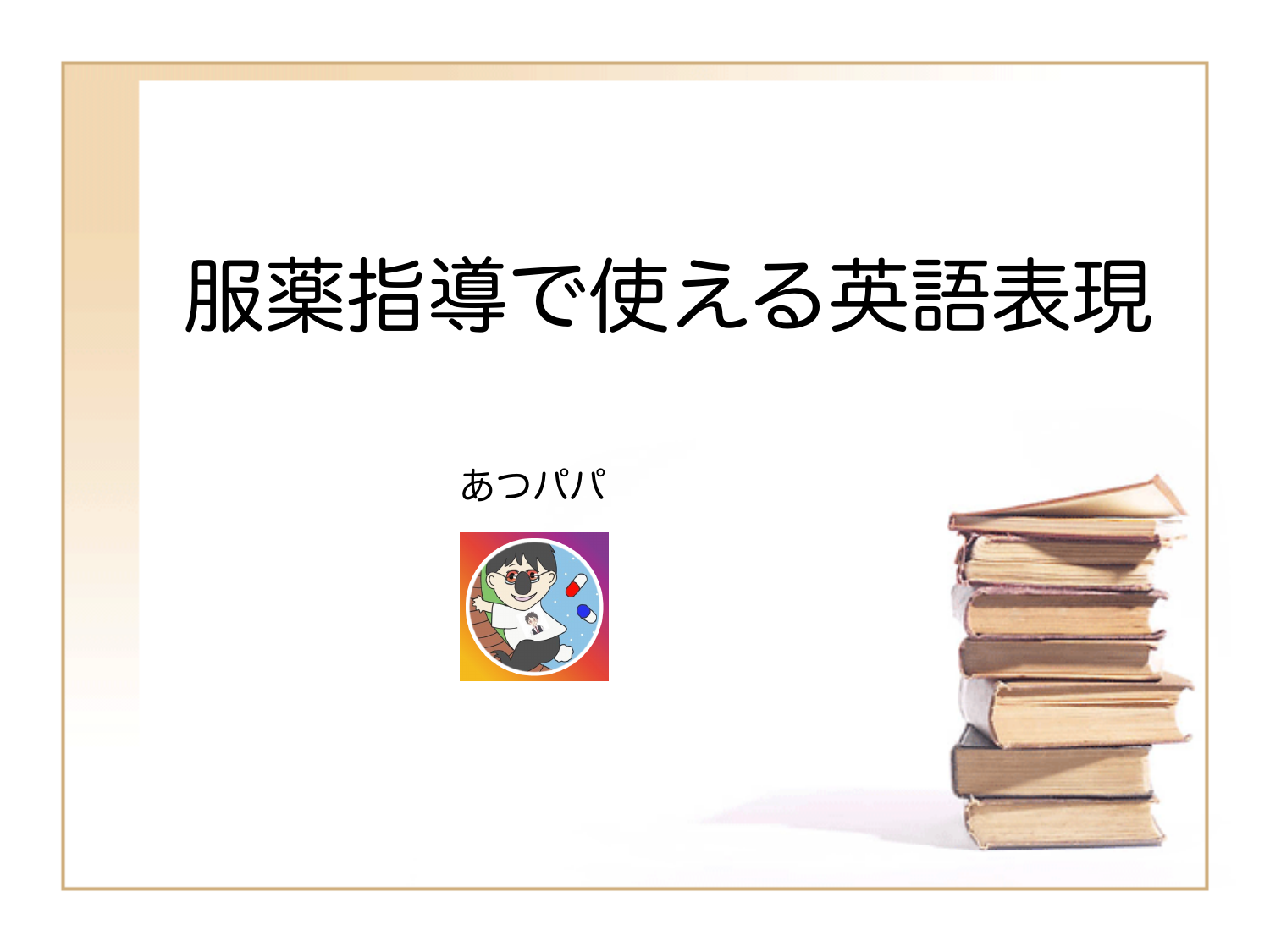# 服薬指導で使える英語表現

あつパパ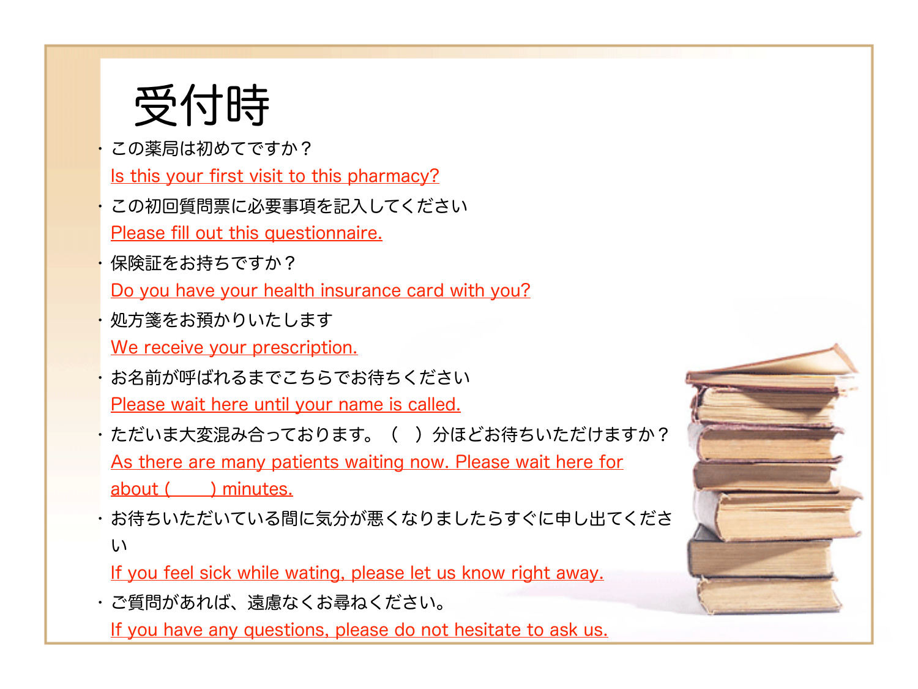# 受付時

- この薬局は初めてですか？
  Is this your first visit to this pharmacy?
- この初回質問票に必要事項を記入してください
  Please fill out this questionnaire.
- 保険証をお持ちですか？
  Do you have your health insurance card with you?
- 処方箋をお預かりいたします
  We receive your prescription.
- お名前が呼ばれるまでこちらでお待ちください
  Please wait here until your name is called.
- ただいま大変混み合っております。（　）分ほどお待ちいただけますか？
  As there are many patients waiting now. Please wait here for about (　　) minutes.
- お待ちいただいている間に気分が悪くなりましたらすぐに申し出てください
  If you feel sick while wating, please let us know right away.
- ご質問があれば、遠慮なくお尋ねください。
  If you have any questions, please do not hesitate to ask us.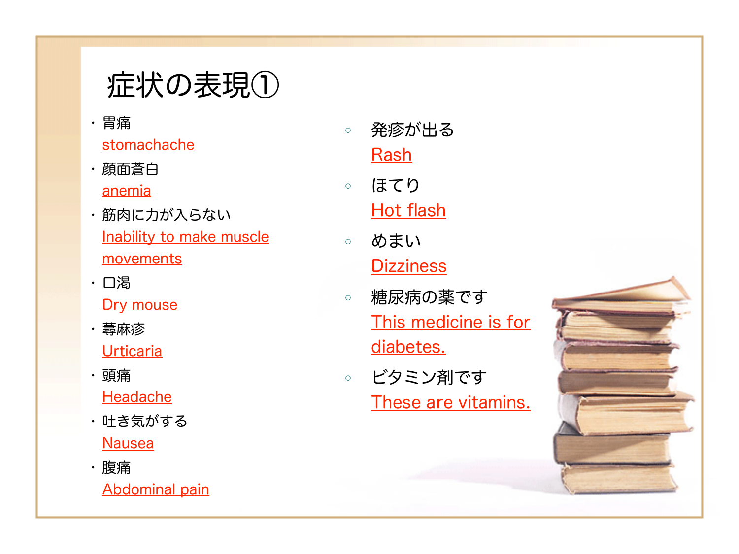# 症状の表現①

- 胃痛
  stomachache
- 顔面蒼白
  anemia
- 筋肉に力が入らない
  Inability to make muscle movements
- 口渇
  Dry mouse
- 蕁麻疹
  Urticaria
- 頭痛
  Headache
- 吐き気がする
  Nausea
- 腹痛
  Abdominal pain

- 発疹が出る
  Rash
- ほてり
  Hot flash
- めまい
  Dizziness
- 糖尿病の薬です
  This medicine is for diabetes.
- ビタミン剤です
  These are vitamins.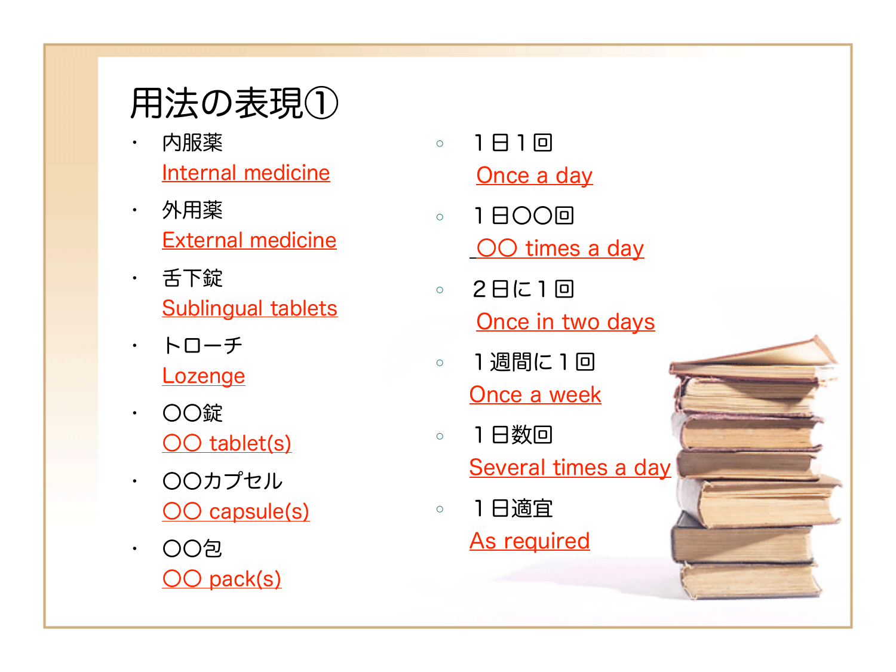# 用法の表現①

- 内服薬
  Internal medicine
- 外用薬
  External medicine
- 舌下錠
  Sublingual tablets
- トローチ
  Lozenge
- 〇〇錠
  〇〇 tablet(s)
- 〇〇カプセル
  〇〇 capsule(s)
- 〇〇包
  〇〇 pack(s)

- １日１回
  Once a day
- １日〇〇回
  〇〇 times a day
- ２日に１回
  Once in two days
- １週間に１回
  Once a week
- １日数回
  Several times a day
- １日適宜
  As required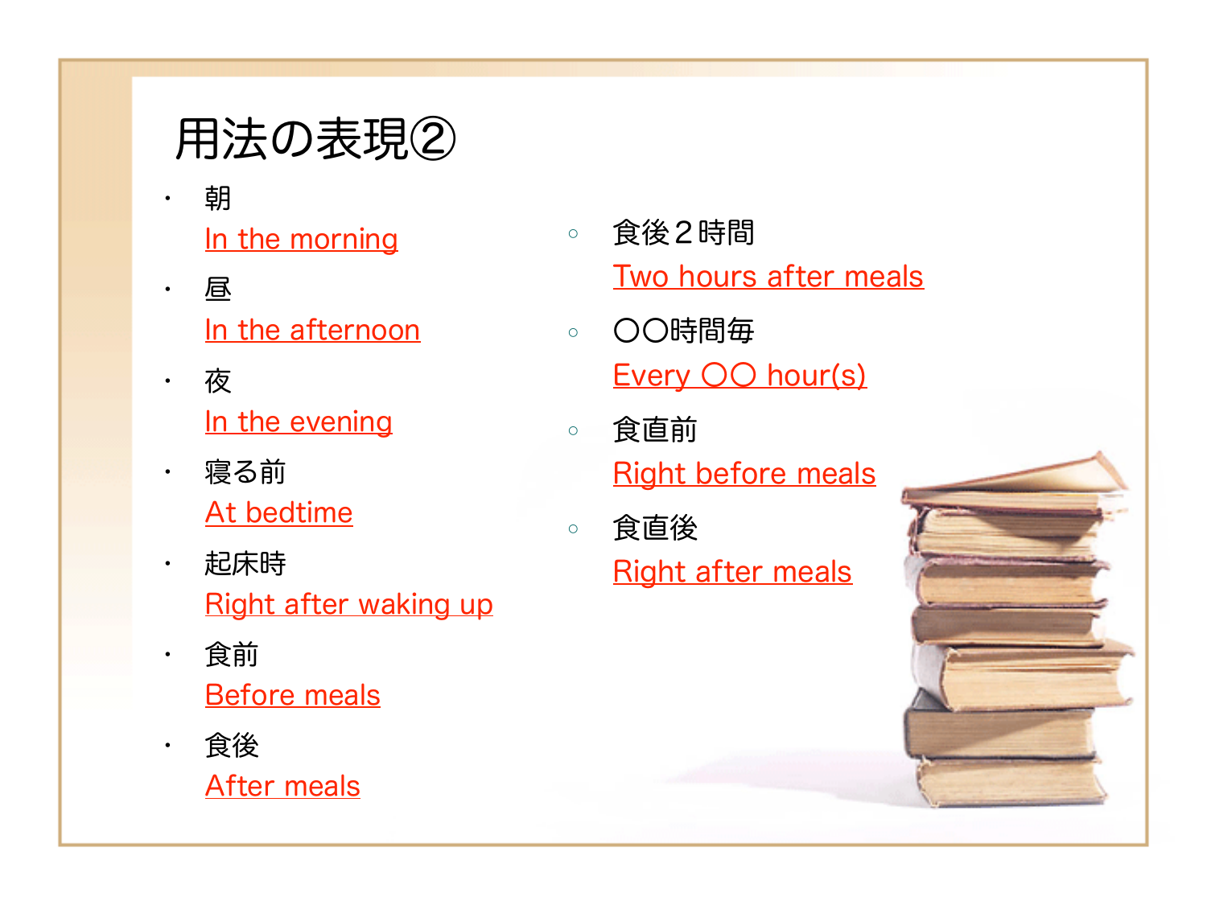# 用法の表現②

- 朝
  In the morning
- 昼
  In the afternoon
- 夜
  In the evening
- 寝る前
  At bedtime
- 起床時
  Right after waking up
- 食前
  Before meals
- 食後
  After meals
  - 食後２時間
    Two hours after meals
  - ○○時間毎
    Every ○○ hour(s)
  - 食直前
    Right before meals
  - 食直後
    Right after meals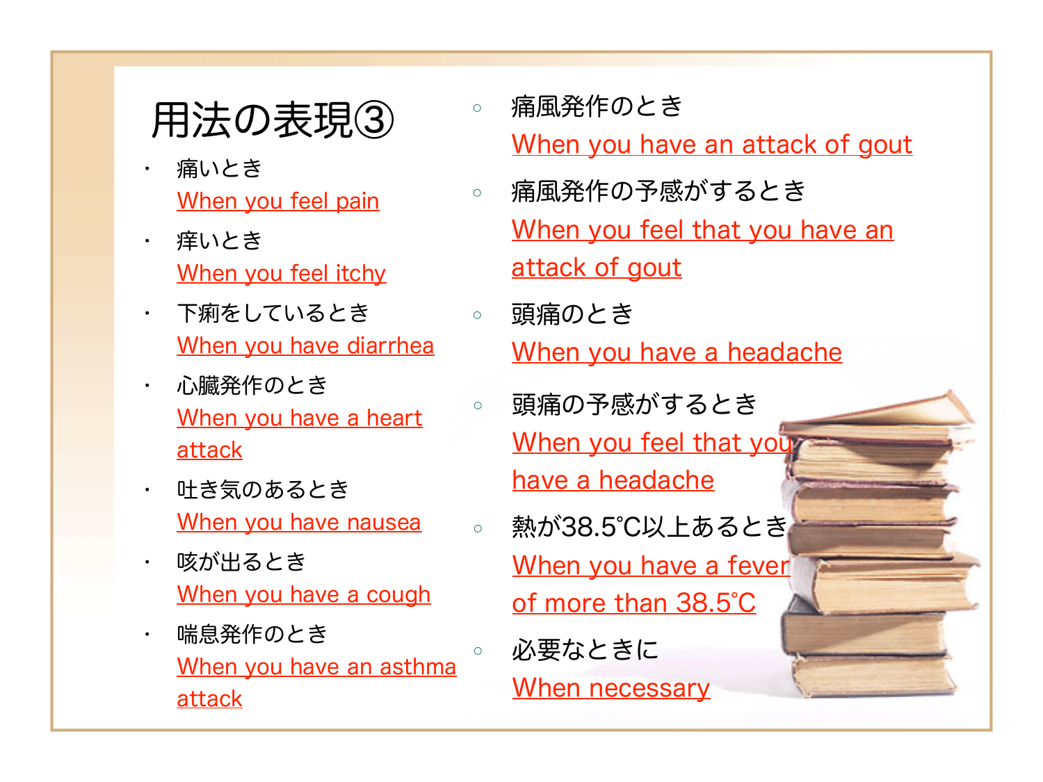# 用法の表現③

- 痛いとき
  When you feel pain
- 痒いとき
  When you feel itchy
- 下痢をしているとき
  When you have diarrhea
- 心臓発作のとき
  When you have a heart attack
- 吐き気のあるとき
  When you have nausea
- 咳が出るとき
  When you have a cough
- 喘息発作のとき
  When you have an asthma attack

- 痛風発作のとき
  When you have an attack of gout
- 痛風発作の予感がするとき
  When you feel that you have an attack of gout
- 頭痛のとき
  When you have a headache
- 頭痛の予感がするとき
  When you feel that you have a headache
- 熱が38.5℃以上あるとき
  When you have a fever of more than 38.5℃
- 必要なときに
  When necessary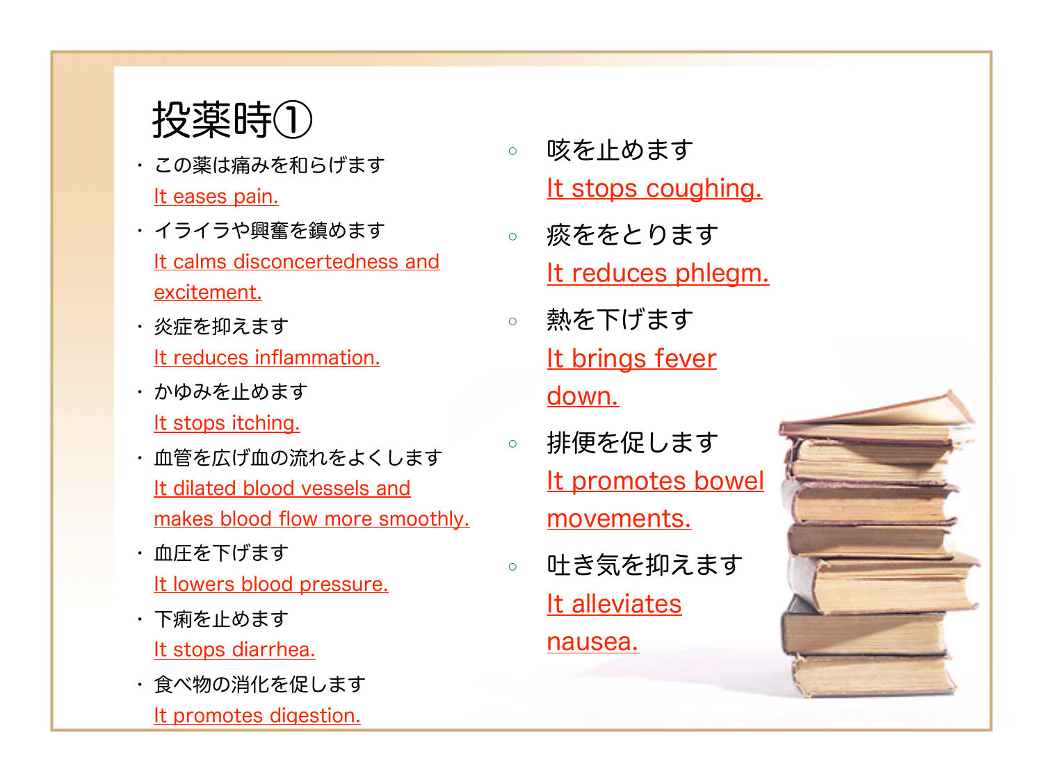# 投薬時①

- この薬は痛みを和らげます
  It eases pain.
- イライラや興奮を鎮めます
  It calms disconcertedness and excitement.
- 炎症を抑えます
  It reduces inflammation.
- かゆみを止めます
  It stops itching.
- 血管を広げ血の流れをよくします
  It dilated blood vessels and makes blood flow more smoothly.
- 血圧を下げます
  It lowers blood pressure.
- 下痢を止めます
  It stops diarrhea.
- 食べ物の消化を促します
  It promotes digestion.

- 咳を止めます
  It stops coughing.
- 痰をとります
  It reduces phlegm.
- 熱を下げます
  It brings fever down.
- 排便を促します
  It promotes bowel movements.
- 吐き気を抑えます
  It alleviates nausea.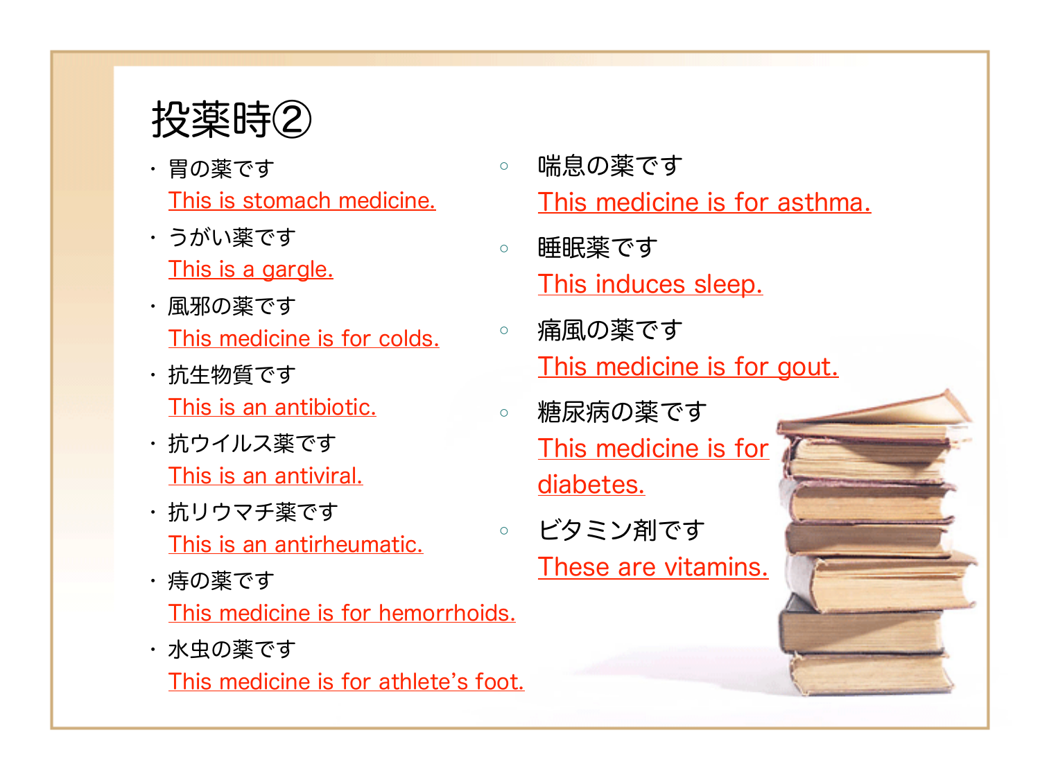# 投薬時②

- 胃の薬です
  This is stomach medicine.
- うがい薬です
  This is a gargle.
- 風邪の薬です
  This medicine is for colds.
- 抗生物質です
  This is an antibiotic.
- 抗ウイルス薬です
  This is an antiviral.
- 抗リウマチ薬です
  This is an antirheumatic.
- 痔の薬です
  This medicine is for hemorrhoids.
- 水虫の薬です
  This medicine is for athlete's foot.

- 喘息の薬です
  This medicine is for asthma.
- 睡眠薬です
  This induces sleep.
- 痛風の薬です
  This medicine is for gout.
- 糖尿病の薬です
  This medicine is for diabetes.
- ビタミン剤です
  These are vitamins.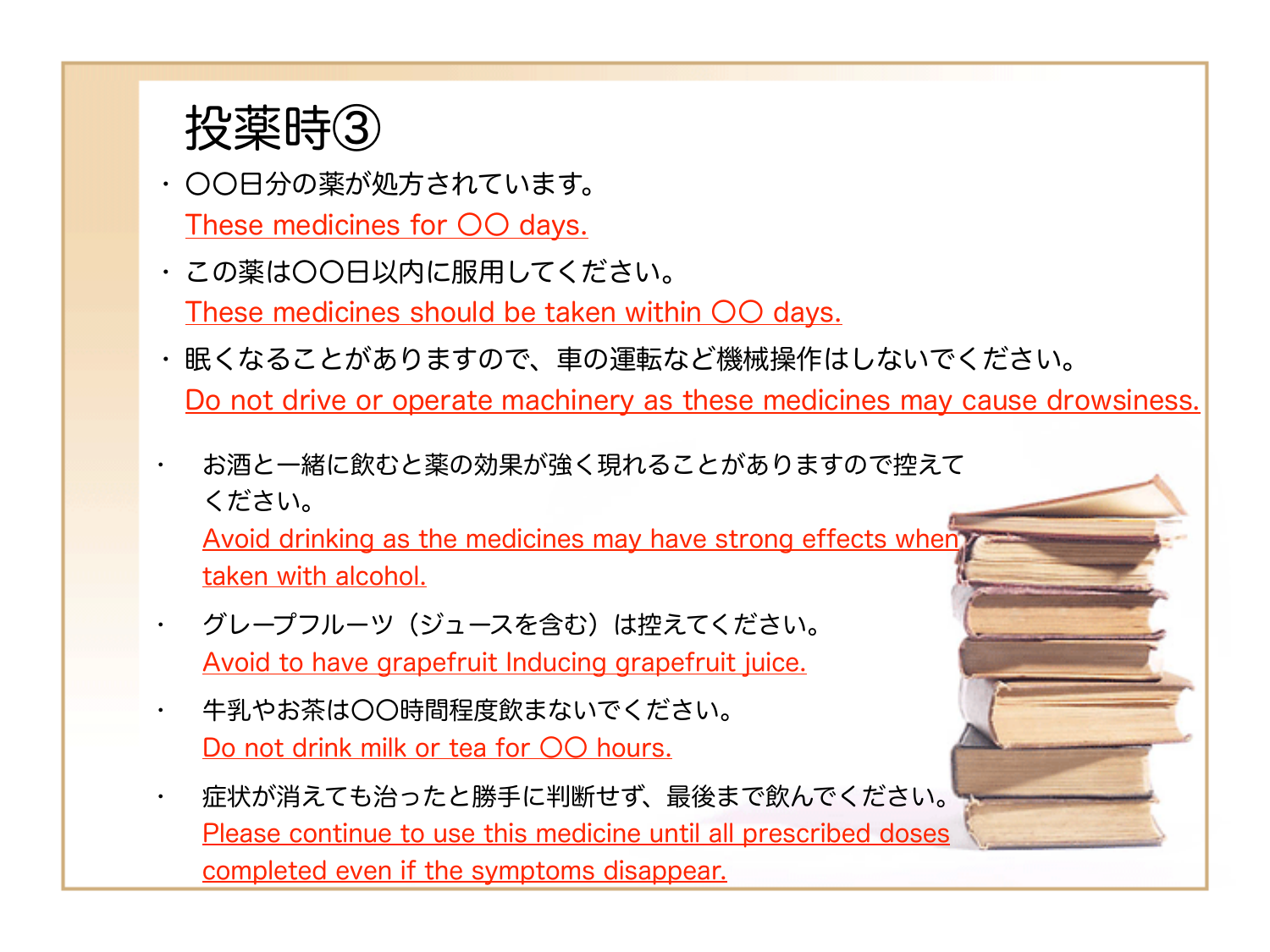# 投薬時③

- 〇〇日分の薬が処方されています。
  These medicines for 〇〇 days.
- この薬は〇〇日以内に服用してください。
  These medicines should be taken within 〇〇 days.
- 眠くなることがありますので、車の運転など機械操作はしないでください。
  Do not drive or operate machinery as these medicines may cause drowsiness.
- お酒と一緒に飲むと薬の効果が強く現れることがありますので控えてください。
  Avoid drinking as the medicines may have strong effects when taken with alcohol.
- グレープフルーツ（ジュースを含む）は控えてください。
  Avoid to have grapefruit Inducing grapefruit juice.
- 牛乳やお茶は〇〇時間程度飲まないでください。
  Do not drink milk or tea for 〇〇 hours.
- 症状が消えても治ったと勝手に判断せず、最後まで飲んでください。
  Please continue to use this medicine until all prescribed doses completed even if the symptoms disappear.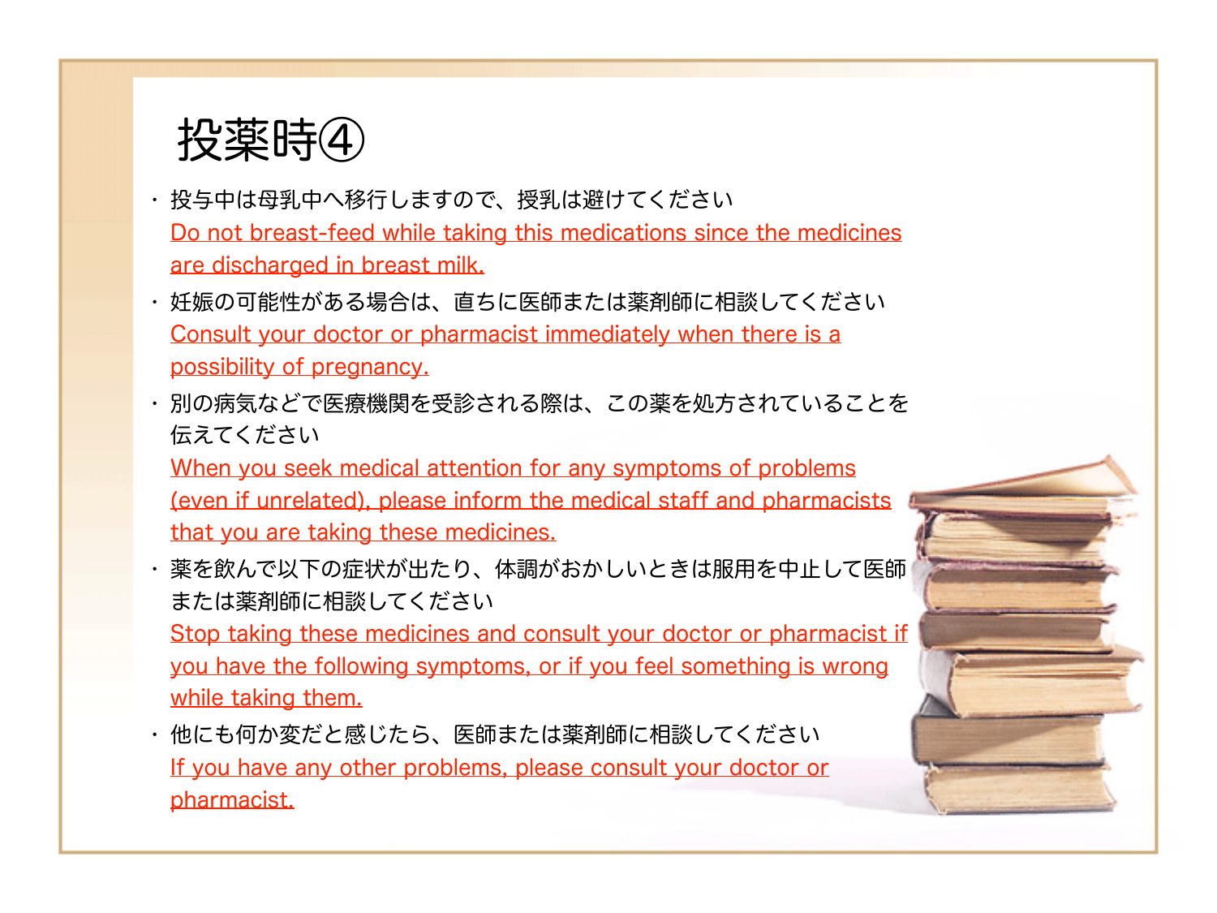# 投薬時④

- 投与中は母乳中へ移行しますので、授乳は避けてください
  Do not breast-feed while taking this medications since the medicines are discharged in breast milk.
- 妊娠の可能性がある場合は、直ちに医師または薬剤師に相談してください
  Consult your doctor or pharmacist immediately when there is a possibility of pregnancy.
- 別の病気などで医療機関を受診される際は、この薬を処方されていることを伝えてください
  When you seek medical attention for any symptoms of problems (even if unrelated), please inform the medical staff and pharmacists that you are taking these medicines.
- 薬を飲んで以下の症状が出たり、体調がおかしいときは服用を中止して医師または薬剤師に相談してください
  Stop taking these medicines and consult your doctor or pharmacist if you have the following symptoms, or if you feel something is wrong while taking them.
- 他にも何か変だと感じたら、医師または薬剤師に相談してください
  If you have any other problems, please consult your doctor or pharmacist.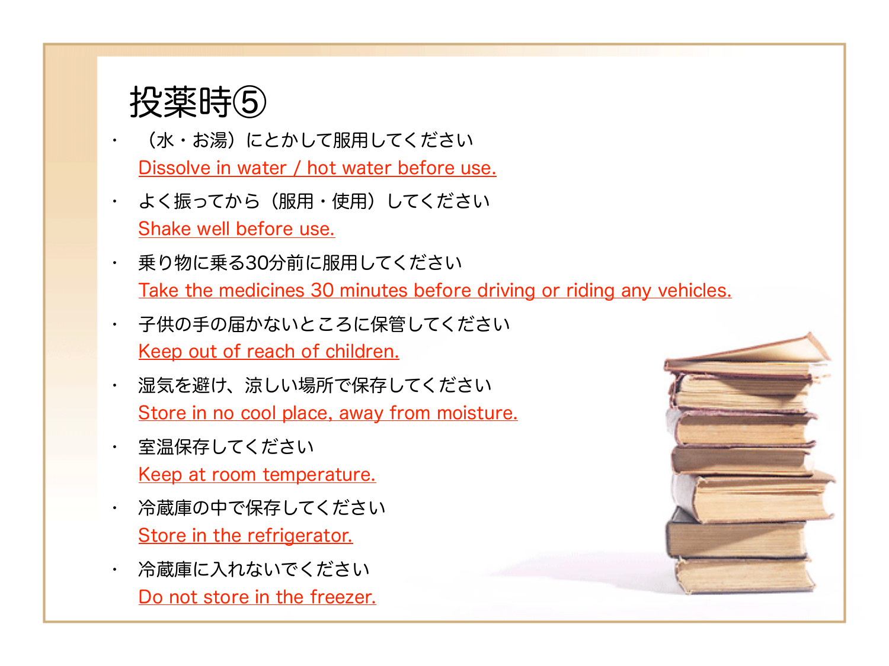# 投薬時⑤

- （水・お湯）にとかして服用してください
  Dissolve in water / hot water before use.
- よく振ってから（服用・使用）してください
  Shake well before use.
- 乗り物に乗る30分前に服用してください
  Take the medicines 30 minutes before driving or riding any vehicles.
- 子供の手の届かないところに保管してください
  Keep out of reach of children.
- 湿気を避け、涼しい場所で保存してください
  Store in no cool place, away from moisture.
- 室温保存してください
  Keep at room temperature.
- 冷蔵庫の中で保存してください
  Store in the refrigerator.
- 冷蔵庫に入れないでください
  Do not store in the freezer.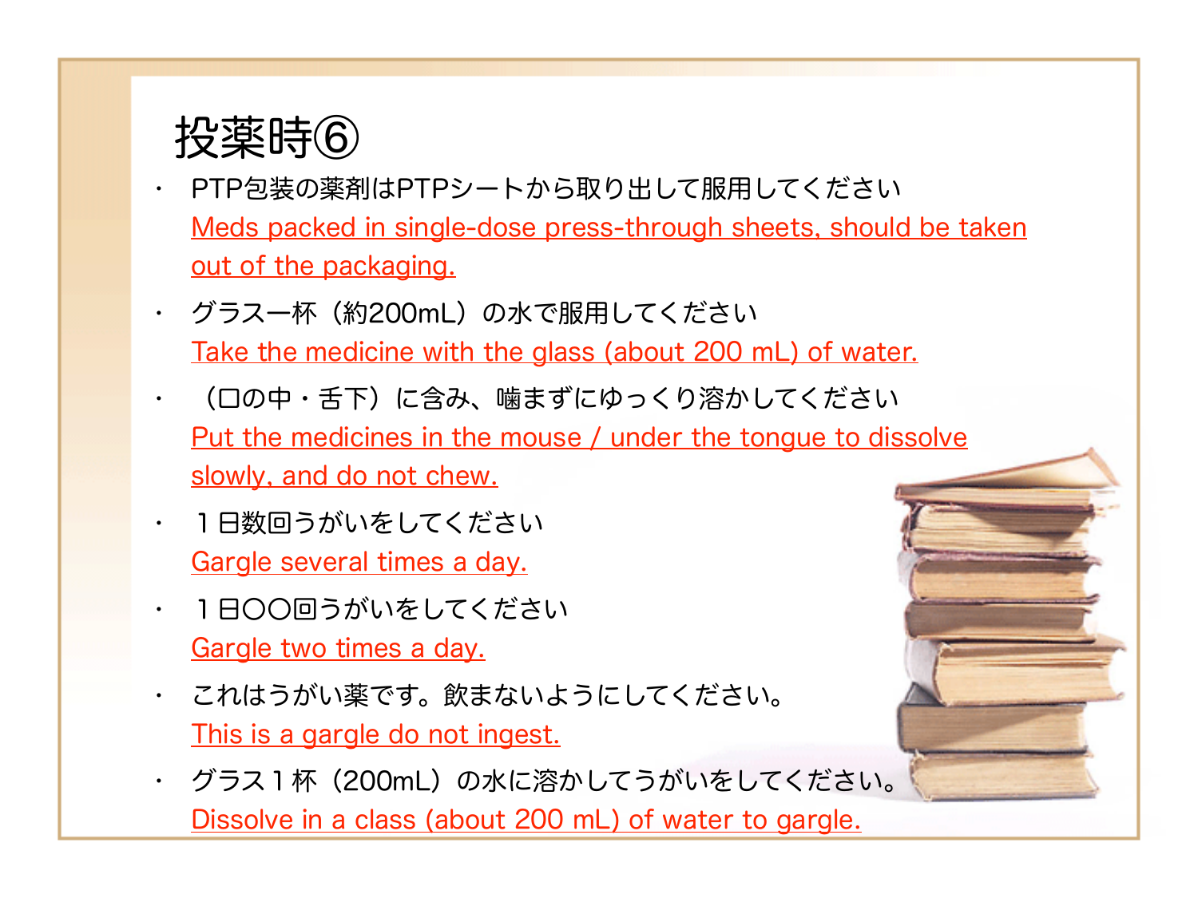# 投薬時⑥

- PTP包装の薬剤はPTPシートから取り出して服用してください
  Meds packed in single-dose press-through sheets, should be taken out of the packaging.
- グラス一杯（約200mL）の水で服用してください
  Take the medicine with the glass (about 200 mL) of water.
- （口の中・舌下）に含み、噛まずにゆっくり溶かしてください
  Put the medicines in the mouse / under the tongue to dissolve slowly, and do not chew.
- １日数回うがいをしてください
  Gargle several times a day.
- １日〇〇回うがいをしてください
  Gargle two times a day.
- これはうがい薬です。飲まないようにしてください。
  This is a gargle do not ingest.
- グラス１杯（200mL）の水に溶かしてうがいをしてください。
  Dissolve in a class (about 200 mL) of water to gargle.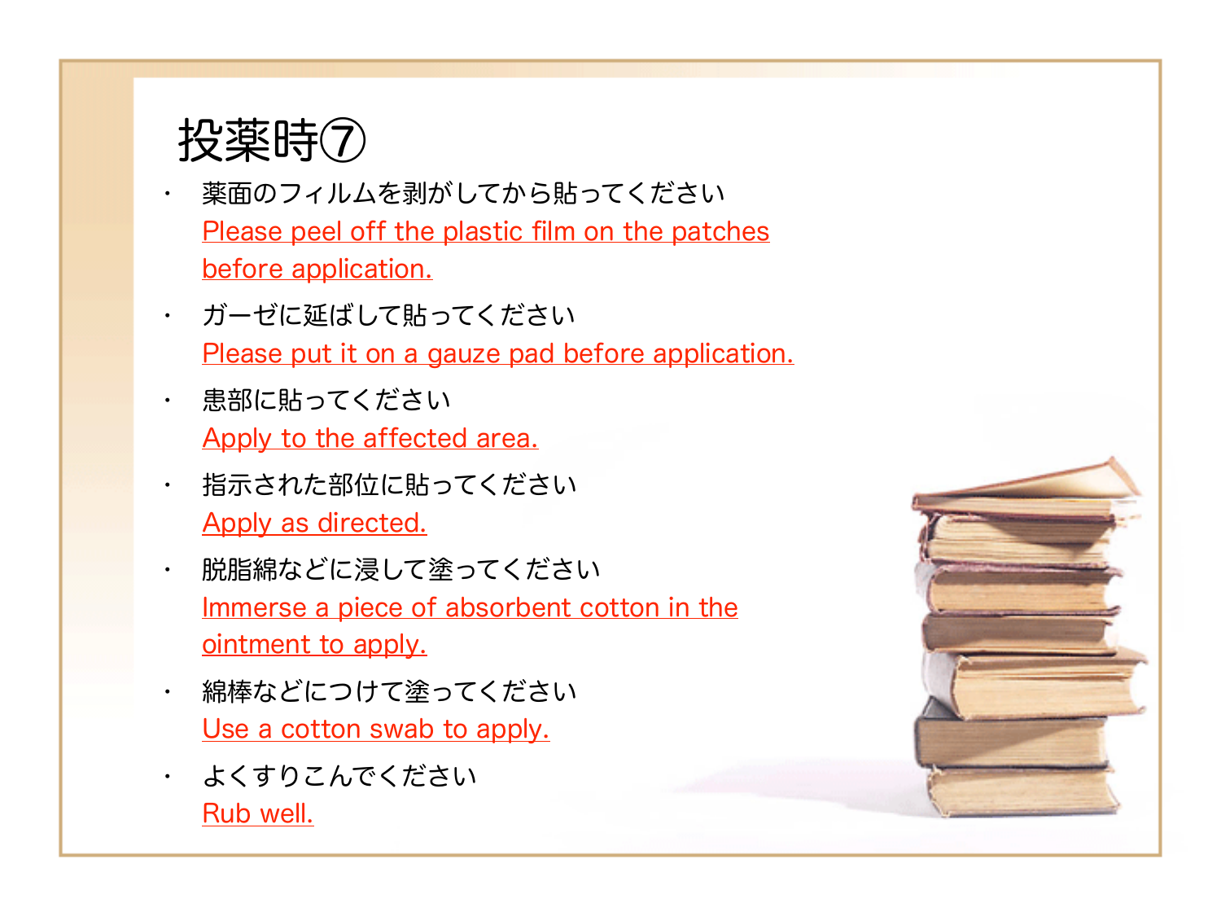# 投薬時⑦

- 薬面のフィルムを剥がしてから貼ってください
  Please peel off the plastic film on the patches before application.
- ガーゼに延ばして貼ってください
  Please put it on a gauze pad before application.
- 患部に貼ってください
  Apply to the affected area.
- 指示された部位に貼ってください
  Apply as directed.
- 脱脂綿などに浸して塗ってください
  Immerse a piece of absorbent cotton in the ointment to apply.
- 綿棒などにつけて塗ってください
  Use a cotton swab to apply.
- よくすりこんでください
  Rub well.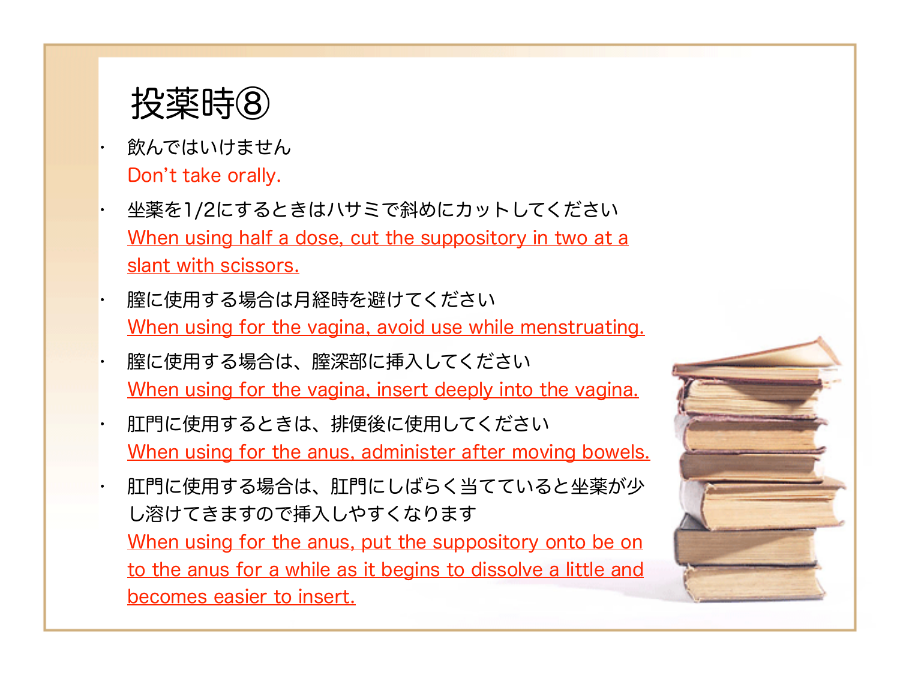# 投薬時⑧

- 飲んではいけません
  Don't take orally.
- 坐薬を1/2にするときはハサミで斜めにカットしてください
  When using half a dose, cut the suppository in two at a slant with scissors.
- 膣に使用する場合は月経時を避けてください
  When using for the vagina, avoid use while menstruating.
- 膣に使用する場合は、膣深部に挿入してください
  When using for the vagina, insert deeply into the vagina.
- 肛門に使用するときは、排便後に使用してください
  When using for the anus, administer after moving bowels.
- 肛門に使用する場合は、肛門にしばらく当てていると坐薬が少し溶けてきますので挿入しやすくなります
  When using for the anus, put the suppository onto be on to the anus for a while as it begins to dissolve a little and becomes easier to insert.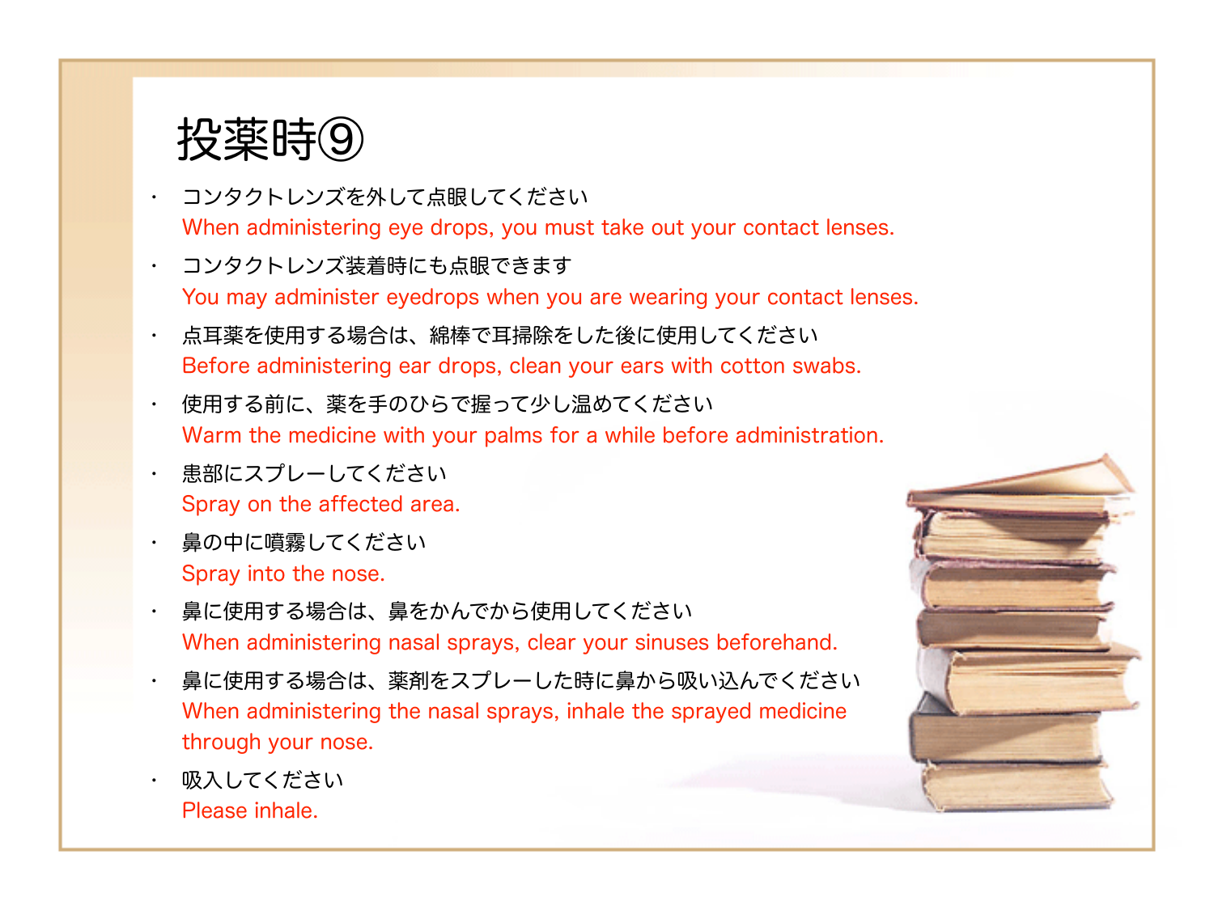# 投薬時⑨

- コンタクトレンズを外して点眼してください
  When administering eye drops, you must take out your contact lenses.
- コンタクトレンズ装着時にも点眼できます
  You may administer eyedrops when you are wearing your contact lenses.
- 点耳薬を使用する場合は、綿棒で耳掃除をした後に使用してください
  Before administering ear drops, clean your ears with cotton swabs.
- 使用する前に、薬を手のひらで握って少し温めてください
  Warm the medicine with your palms for a while before administration.
- 患部にスプレーしてください
  Spray on the affected area.
- 鼻の中に噴霧してください
  Spray into the nose.
- 鼻に使用する場合は、鼻をかんでから使用してください
  When administering nasal sprays, clear your sinuses beforehand.
- 鼻に使用する場合は、薬剤をスプレーした時に鼻から吸い込んでください
  When administering the nasal sprays, inhale the sprayed medicine through your nose.
- 吸入してください
  Please inhale.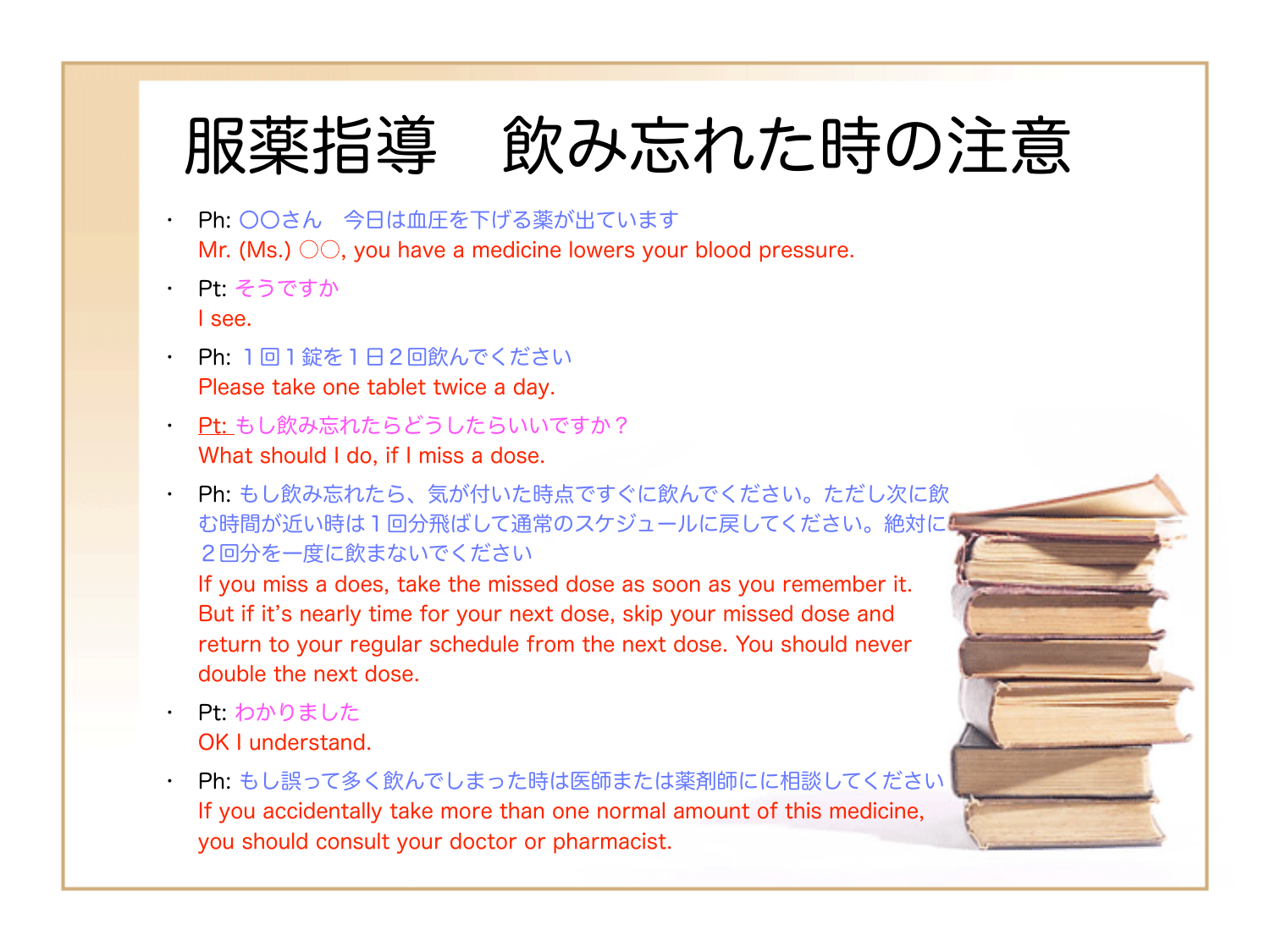# 服薬指導　飲み忘れた時の注意

- Ph: ○○さん　今日は血圧を下げる薬が出ています
  Mr. (Ms.) ○○, you have a medicine lowers your blood pressure.
- Pt: そうですか
  I see.
- Ph: １回１錠を１日２回飲んでください
  Please take one tablet twice a day.
- Pt: もし飲み忘れたらどうしたらいいですか？
  What should I do, if I miss a dose.
- Ph: もし飲み忘れたら、気が付いた時点ですぐに飲んでください。ただし次に飲む時間が近い時は１回分飛ばして通常のスケジュールに戻してください。絶対に２回分を一度に飲まないでください
  If you miss a does, take the missed dose as soon as you remember it. But if it's nearly time for your next dose, skip your missed dose and return to your regular schedule from the next dose. You should never double the next dose.
- Pt: わかりました
  OK I understand.
- Ph: もし誤って多く飲んでしまった時は医師または薬剤師にに相談してください
  If you accidentally take more than one normal amount of this medicine, you should consult your doctor or pharmacist.